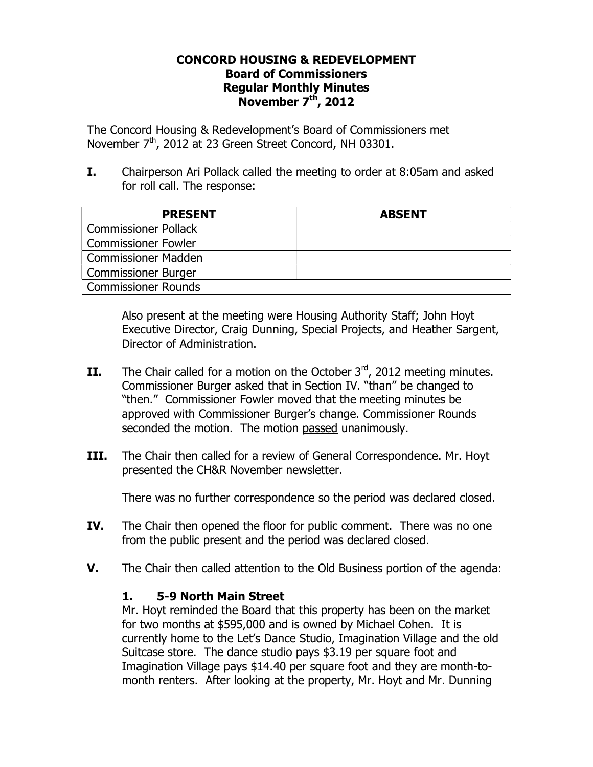# CONCORD HOUSING & REDEVELOPMENT
## Board of Commissioners
## Regular Monthly Minutes
## November 7th, 2012

The Concord Housing & Redevelopment's Board of Commissioners met November 7th, 2012 at 23 Green Street Concord, NH 03301.

**I.** Chairperson Ari Pollack called the meeting to order at 8:05am and asked for roll call. The response:

| PRESENT | ABSENT |
|---|---|
| Commissioner Pollack | |
| Commissioner Fowler | |
| Commissioner Madden | |
| Commissioner Burger | |
| Commissioner Rounds | |

Also present at the meeting were Housing Authority Staff; John Hoyt Executive Director, Craig Dunning, Special Projects, and Heather Sargent, Director of Administration.

**II.** The Chair called for a motion on the October 3rd, 2012 meeting minutes. Commissioner Burger asked that in Section IV. "than" be changed to "then." Commissioner Fowler moved that the meeting minutes be approved with Commissioner Burger's change. Commissioner Rounds seconded the motion. The motion passed unanimously.

**III.** The Chair then called for a review of General Correspondence. Mr. Hoyt presented the CH&R November newsletter.

There was no further correspondence so the period was declared closed.

**IV.** The Chair then opened the floor for public comment. There was no one from the public present and the period was declared closed.

**V.** The Chair then called attention to the Old Business portion of the agenda:

### 1. 5-9 North Main Street

Mr. Hoyt reminded the Board that this property has been on the market for two months at $595,000 and is owned by Michael Cohen. It is currently home to the Let's Dance Studio, Imagination Village and the old Suitcase store. The dance studio pays $3.19 per square foot and Imagination Village pays $14.40 per square foot and they are month-to-month renters. After looking at the property, Mr. Hoyt and Mr. Dunning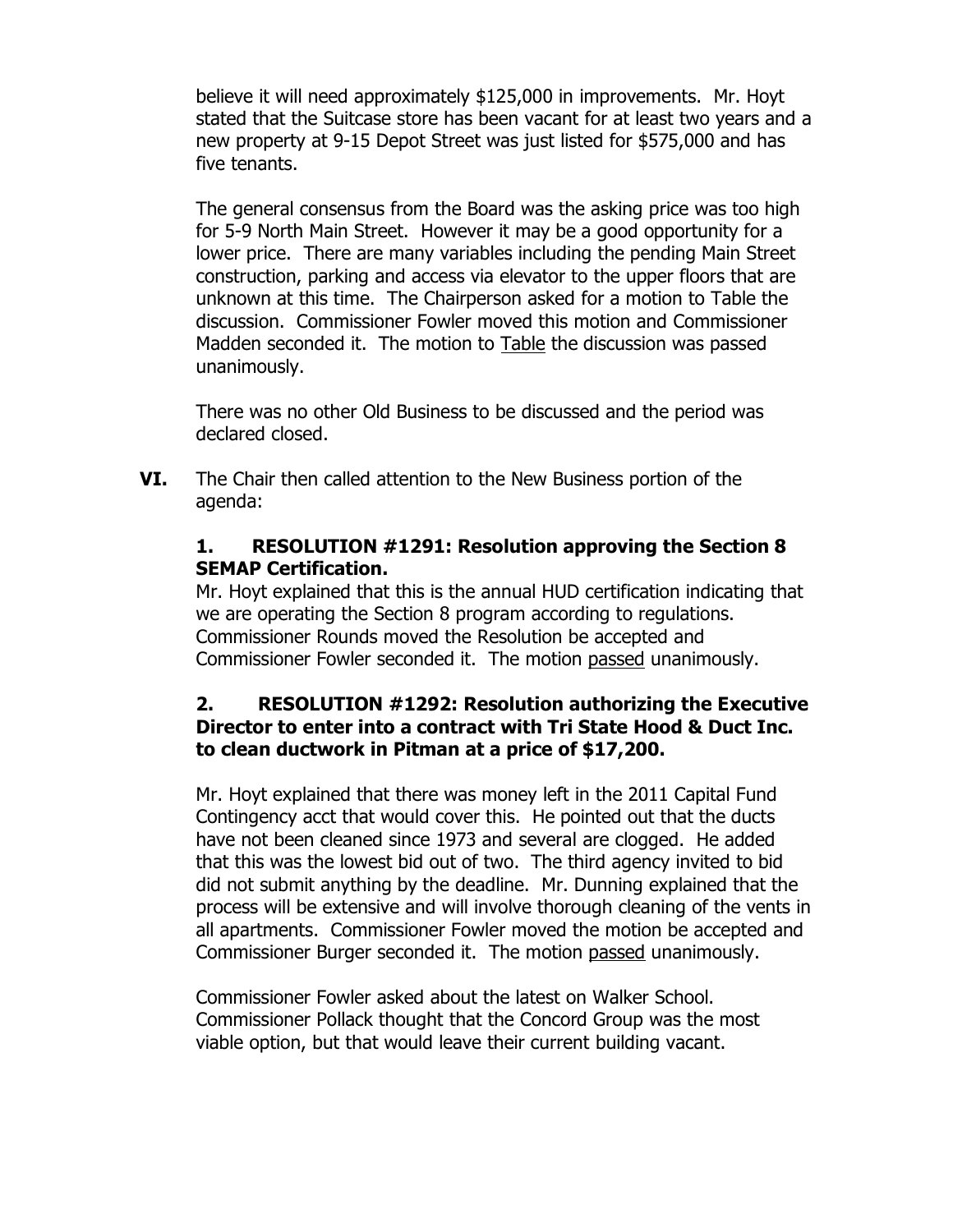believe it will need approximately $125,000 in improvements. Mr. Hoyt stated that the Suitcase store has been vacant for at least two years and a new property at 9-15 Depot Street was just listed for $575,000 and has five tenants.

The general consensus from the Board was the asking price was too high for 5-9 North Main Street. However it may be a good opportunity for a lower price. There are many variables including the pending Main Street construction, parking and access via elevator to the upper floors that are unknown at this time. The Chairperson asked for a motion to Table the discussion. Commissioner Fowler moved this motion and Commissioner Madden seconded it. The motion to Table the discussion was passed unanimously.

There was no other Old Business to be discussed and the period was declared closed.

**VI.** The Chair then called attention to the New Business portion of the agenda:

**1. RESOLUTION #1291: Resolution approving the Section 8 SEMAP Certification.**

Mr. Hoyt explained that this is the annual HUD certification indicating that we are operating the Section 8 program according to regulations. Commissioner Rounds moved the Resolution be accepted and Commissioner Fowler seconded it. The motion passed unanimously.

**2. RESOLUTION #1292: Resolution authorizing the Executive Director to enter into a contract with Tri State Hood & Duct Inc. to clean ductwork in Pitman at a price of $17,200.**

Mr. Hoyt explained that there was money left in the 2011 Capital Fund Contingency acct that would cover this. He pointed out that the ducts have not been cleaned since 1973 and several are clogged. He added that this was the lowest bid out of two. The third agency invited to bid did not submit anything by the deadline. Mr. Dunning explained that the process will be extensive and will involve thorough cleaning of the vents in all apartments. Commissioner Fowler moved the motion be accepted and Commissioner Burger seconded it. The motion passed unanimously.

Commissioner Fowler asked about the latest on Walker School. Commissioner Pollack thought that the Concord Group was the most viable option, but that would leave their current building vacant.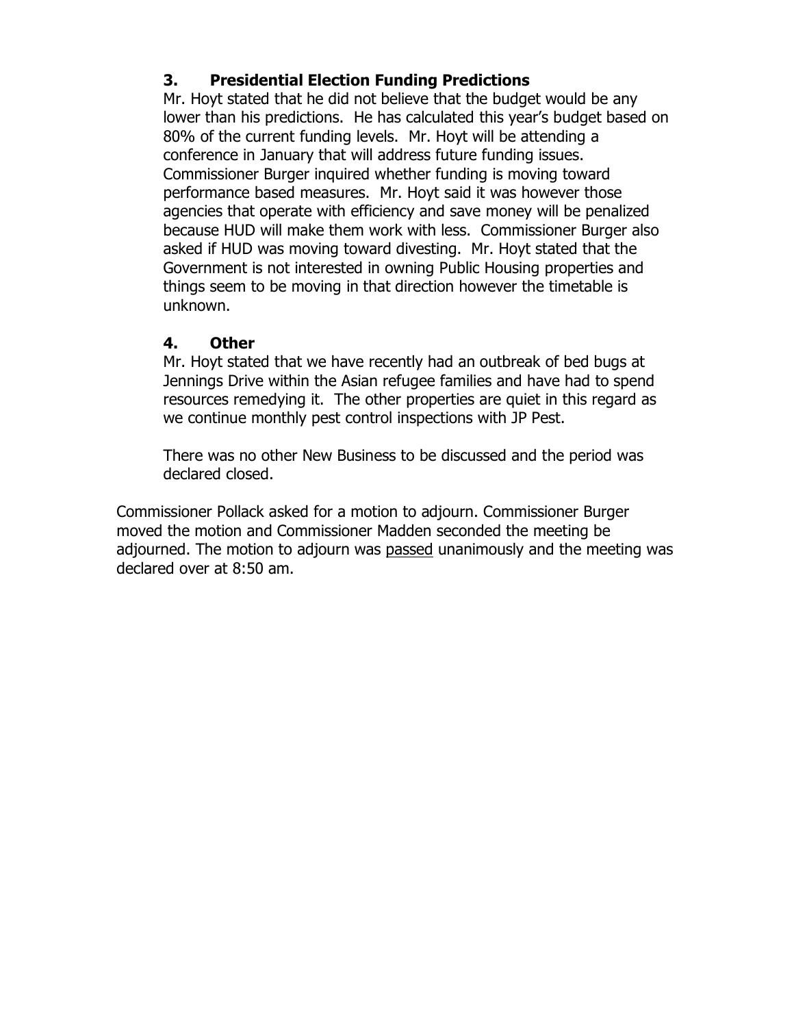### 3. Presidential Election Funding Predictions

Mr. Hoyt stated that he did not believe that the budget would be any lower than his predictions. He has calculated this year's budget based on 80% of the current funding levels. Mr. Hoyt will be attending a conference in January that will address future funding issues. Commissioner Burger inquired whether funding is moving toward performance based measures. Mr. Hoyt said it was however those agencies that operate with efficiency and save money will be penalized because HUD will make them work with less. Commissioner Burger also asked if HUD was moving toward divesting. Mr. Hoyt stated that the Government is not interested in owning Public Housing properties and things seem to be moving in that direction however the timetable is unknown.

### 4. Other

Mr. Hoyt stated that we have recently had an outbreak of bed bugs at Jennings Drive within the Asian refugee families and have had to spend resources remedying it. The other properties are quiet in this regard as we continue monthly pest control inspections with JP Pest.

There was no other New Business to be discussed and the period was declared closed.

Commissioner Pollack asked for a motion to adjourn. Commissioner Burger moved the motion and Commissioner Madden seconded the meeting be adjourned. The motion to adjourn was passed unanimously and the meeting was declared over at 8:50 am.